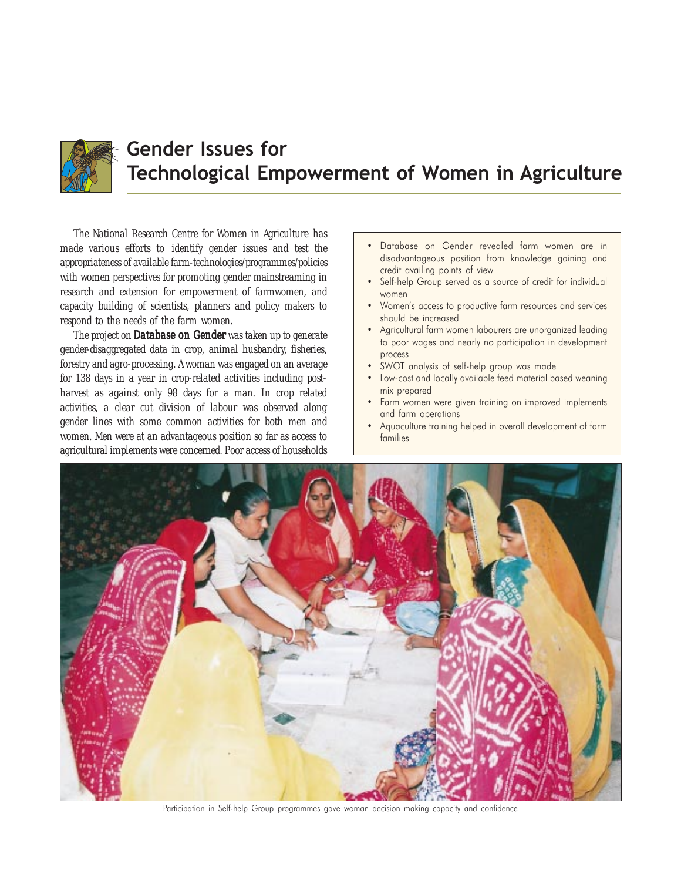# Gender Issues for Technological Empowerment of Women in Agriculture

The National Research Centre for Women in Agriculture has made various efforts to identify gender issues and test the appropriateness of available farm-technologies/programmes/policies with women perspectives for promoting gender mainstreaming in research and extension for empowerment of farmwomen, and capacity building of scientists, planners and policy makers to respond to the needs of the farm women.

The project on **Database on Gender** was taken up to generate gender-disaggregated data in crop, animal husbandry, fisheries, forestry and agro-processing. A woman was engaged on an average for 138 days in a year in crop-related activities including post-harvest as against only 98 days for a man. In crop related activities, a clear cut division of labour was observed along gender lines with some common activities for both men and women. Men were at an advantageous position so far as access to agricultural implements were concerned. Poor access of households

- Database on Gender revealed farm women are in disadvantageous position from knowledge gaining and credit availing points of view
- Self-help Group served as a source of credit for individual women
- Women's access to productive farm resources and services should be increased
- Agricultural farm women labourers are unorganized leading to poor wages and nearly no participation in development process
- SWOT analysis of self-help group was made
- Low-cost and locally available feed material based weaning mix prepared
- Farm women were given training on improved implements and farm operations
- Aquaculture training helped in overall development of farm families

Participation in Self-help Group programmes gave woman decision making capacity and confidence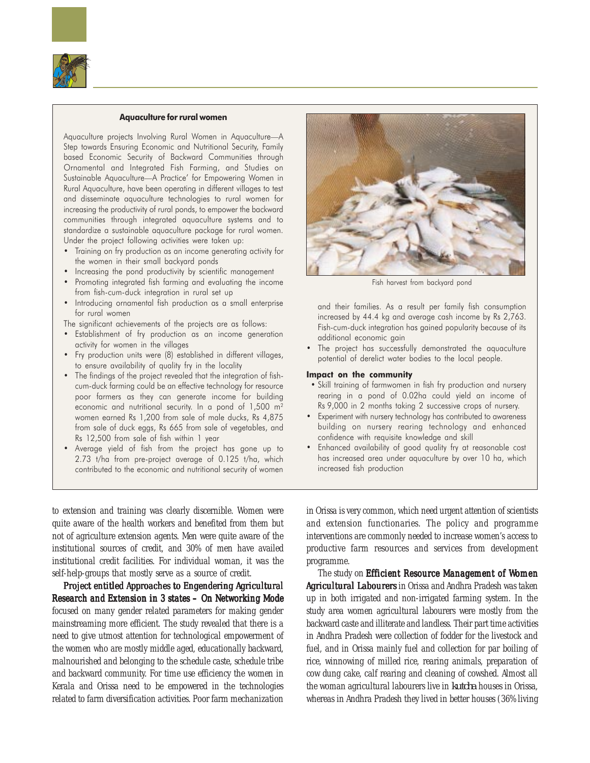### Aquaculture for rural women

Aquaculture projects Involving Rural Women in Aquaculture—A Step towards Ensuring Economic and Nutritional Security, Family based Economic Security of Backward Communities through Ornamental and Integrated Fish Farming, and Studies on Sustainable Aquaculture—A Practice' for Empowering Women in Rural Aquaculture, have been operating in different villages to test and disseminate aquaculture technologies to rural women for increasing the productivity of rural ponds, to empower the backward communities through integrated aquaculture systems and to standardize a sustainable aquaculture package for rural women. Under the project following activities were taken up:

- Training on fry production as an income generating activity for the women in their small backyard ponds
- Increasing the pond productivity by scientific management
- Promoting integrated fish farming and evaluating the income from fish-cum-duck integration in rural set up
- Introducing ornamental fish production as a small enterprise for rural women

The significant achievements of the projects are as follows:

- Establishment of fry production as an income generation activity for women in the villages
- Fry production units were (8) established in different villages, to ensure availability of quality fry in the locality
- The findings of the project revealed that the integration of fish-cum-duck farming could be an effective technology for resource poor farmers as they can generate income for building economic and nutritional security. In a pond of 1,500 m$^2$ women earned Rs 1,200 from sale of male ducks, Rs 4,875 from sale of duck eggs, Rs 665 from sale of vegetables, and Rs 12,500 from sale of fish within 1 year
- Average yield of fish from the project has gone up to 2.73 t/ha from pre-project average of 0.125 t/ha, which contributed to the economic and nutritional security of women and their families. As a result per family fish consumption increased by 44.4 kg and average cash income by Rs 2,763. Fish-cum-duck integration has gained popularity because of its additional economic gain
- The project has successfully demonstrated the aquaculture potential of derelict water bodies to the local people.

Fish harvest from backyard pond

**Impact on the community**

- Skill training of farmwomen in fish fry production and nursery rearing in a pond of 0.02ha could yield an income of Rs 9,000 in 2 months taking 2 successive crops of nursery.
- Experiment with nursery technology has contributed to awareness building on nursery rearing technology and enhanced confidence with requisite knowledge and skill
- Enhanced availability of good quality fry at reasonable cost has increased area under aquaculture by over 10 ha, which increased fish production

to extension and training was clearly discernible. Women were quite aware of the health workers and benefited from them but not of agriculture extension agents. Men were quite aware of the institutional sources of credit, and 30% of men have availed institutional credit facilities. For individual woman, it was the self-help-groups that mostly serve as a source of credit.

Project entitled ***Approaches to Engendering Agricultural Research and Extension in 3 states – On Networking Mode*** focused on many gender related parameters for making gender mainstreaming more efficient. The study revealed that there is a need to give utmost attention for technological empowerment of the women who are mostly middle aged, educationally backward, malnourished and belonging to the schedule caste, schedule tribe and backward community. For time use efficiency the women in Kerala and Orissa need to be empowered in the technologies related to farm diversification activities. Poor farm mechanization in Orissa is very common, which need urgent attention of scientists and extension functionaries. The policy and programme interventions are commonly needed to increase women's access to productive farm resources and services from development programme.

The study on ***Efficient Resource Management of Women Agricultural Labourers*** in Orissa and Andhra Pradesh was taken up in both irrigated and non-irrigated farming system. In the study area women agricultural labourers were mostly from the backward caste and illiterate and landless. Their part time activities in Andhra Pradesh were collection of fodder for the livestock and fuel, and in Orissa mainly fuel and collection for par boiling of rice, winnowing of milled rice, rearing animals, preparation of cow dung cake, calf rearing and cleaning of cowshed. Almost all the woman agricultural labourers live in *kutcha* houses in Orissa, whereas in Andhra Pradesh they lived in better houses (36% living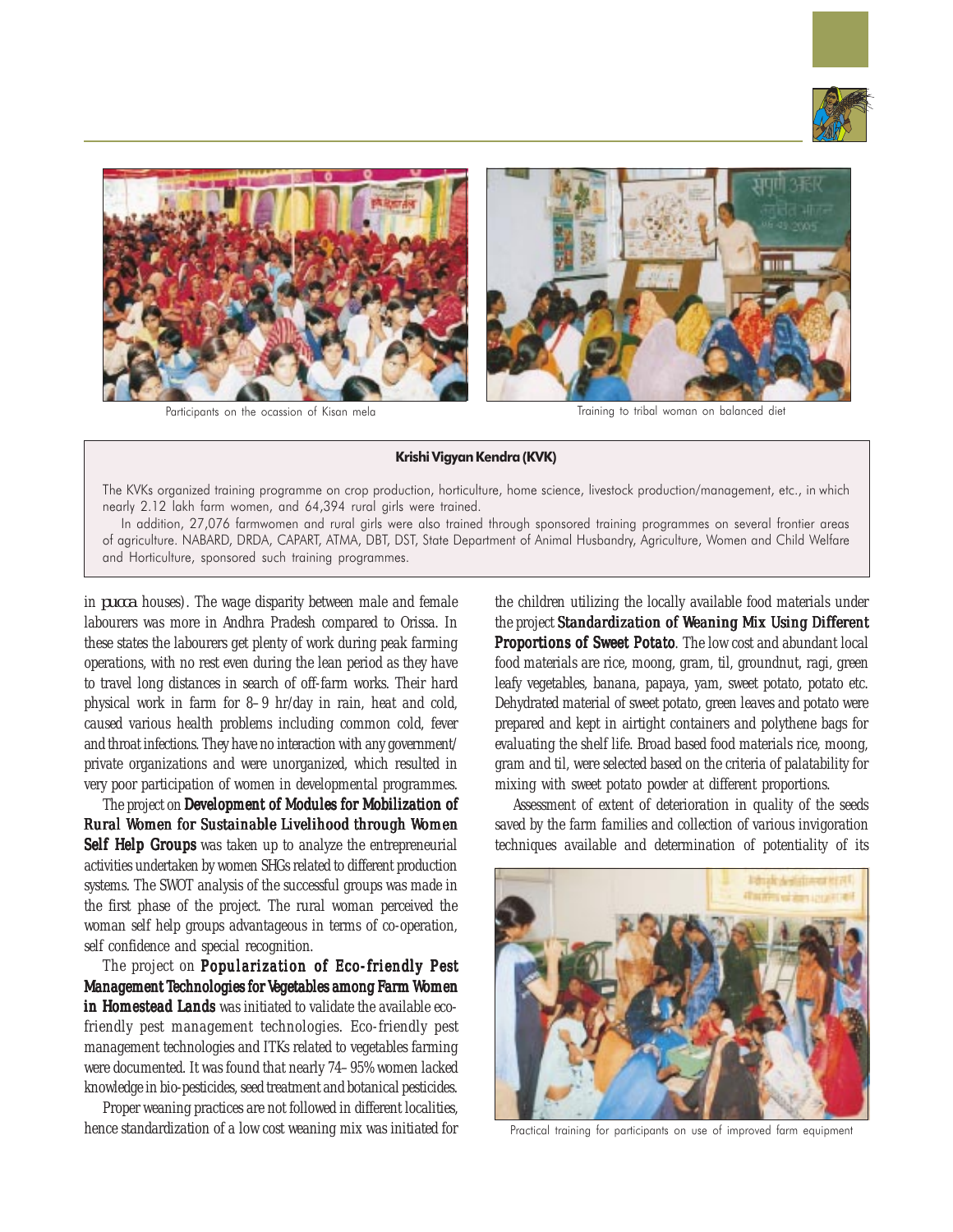Participants on the ocassion of Kisan mela

Training to tribal woman on balanced diet

**Krishi Vigyan Kendra (KVK)**

The KVKs organized training programme on crop production, horticulture, home science, livestock production/management, etc., in which nearly 2.12 lakh farm women, and 64,394 rural girls were trained.

In addition, 27,076 farmwomen and rural girls were also trained through sponsored training programmes on several frontier areas of agriculture. NABARD, DRDA, CAPART, ATMA, DBT, DST, State Department of Animal Husbandry, Agriculture, Women and Child Welfare and Horticulture, sponsored such training programmes.

in *pucca* houses). The wage disparity between male and female labourers was more in Andhra Pradesh compared to Orissa. In these states the labourers get plenty of work during peak farming operations, with no rest even during the lean period as they have to travel long distances in search of off-farm works. Their hard physical work in farm for 8–9 hr/day in rain, heat and cold, caused various health problems including common cold, fever and throat infections. They have no interaction with any government/ private organizations and were unorganized, which resulted in very poor participation of women in developmental programmes.

The project on **Development of Modules for Mobilization of Rural Women for Sustainable Livelihood through Women Self Help Groups** was taken up to analyze the entrepreneurial activities undertaken by women SHGs related to different production systems. The SWOT analysis of the successful groups was made in the first phase of the project. The rural woman perceived the woman self help groups advantageous in terms of co-operation, self confidence and special recognition.

The project on **Popularization of Eco-friendly Pest Management Technologies for Vegetables among Farm Women in Homestead Lands** was initiated to validate the available eco-friendly pest management technologies. Eco-friendly pest management technologies and ITKs related to vegetables farming were documented. It was found that nearly 74–95% women lacked knowledge in bio-pesticides, seed treatment and botanical pesticides.

Proper weaning practices are not followed in different localities, hence standardization of a low cost weaning mix was initiated for the children utilizing the locally available food materials under the project **Standardization of Weaning Mix Using Different Proportions of Sweet Potato**. The low cost and abundant local food materials are rice, moong, gram, til, groundnut, ragi, green leafy vegetables, banana, papaya, yam, sweet potato, potato etc. Dehydrated material of sweet potato, green leaves and potato were prepared and kept in airtight containers and polythene bags for evaluating the shelf life. Broad based food materials rice, moong, gram and til, were selected based on the criteria of palatability for mixing with sweet potato powder at different proportions.

Assessment of extent of deterioration in quality of the seeds saved by the farm families and collection of various invigoration techniques available and determination of potentiality of its

Practical training for participants on use of improved farm equipment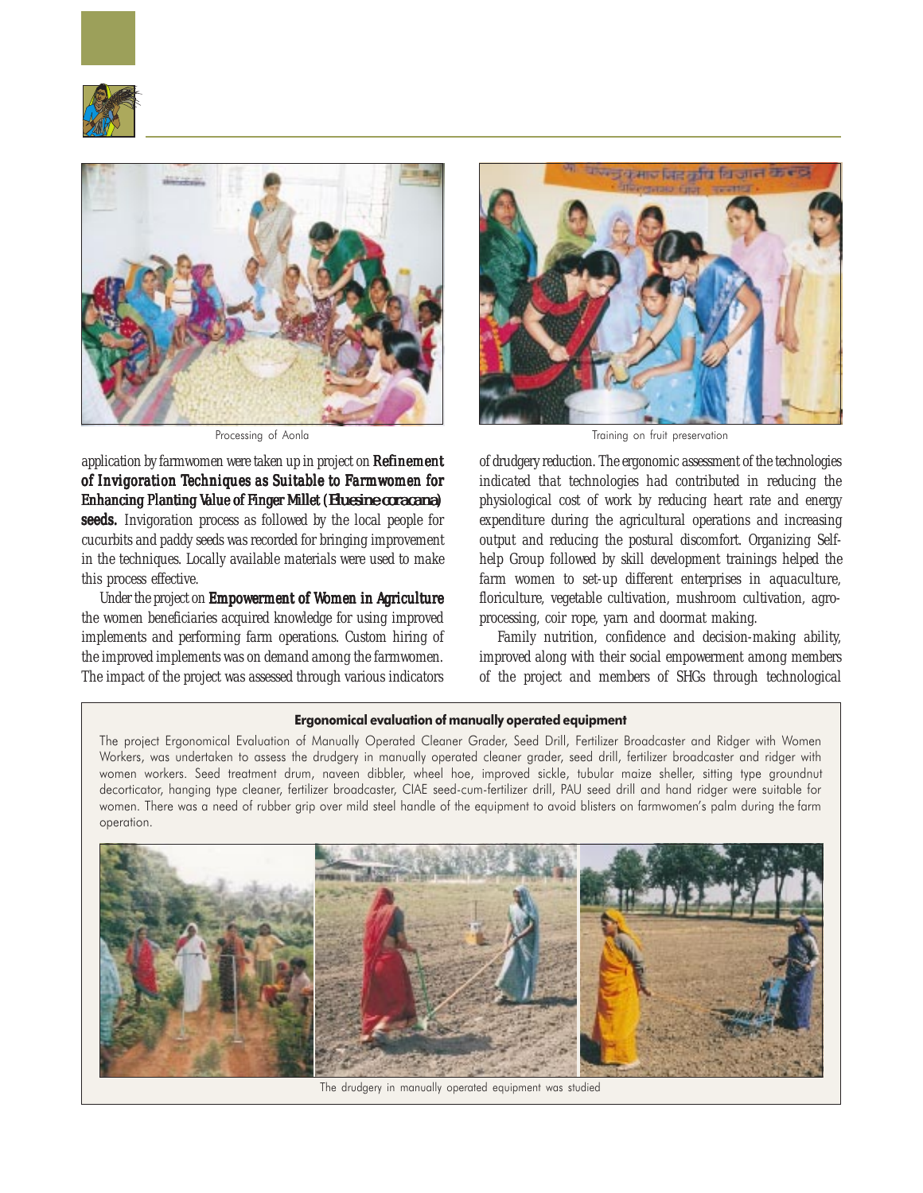Processing of Aonla

Training on fruit preservation

application by farmwomen were taken up in project on **Refinement of Invigoration Techniques as Suitable to Farmwomen for Enhancing Planting Value of Finger Millet (*Eluesine coracana*) seeds.** Invigoration process as followed by the local people for cucurbits and paddy seeds was recorded for bringing improvement in the techniques. Locally available materials were used to make this process effective.

Under the project on **Empowerment of Women in Agriculture** the women beneficiaries acquired knowledge for using improved implements and performing farm operations. Custom hiring of the improved implements was on demand among the farmwomen. The impact of the project was assessed through various indicators of drudgery reduction. The ergonomic assessment of the technologies indicated that technologies had contributed in reducing the physiological cost of work by reducing heart rate and energy expenditure during the agricultural operations and increasing output and reducing the postural discomfort. Organizing Self-help Group followed by skill development trainings helped the farm women to set-up different enterprises in aquaculture, floriculture, vegetable cultivation, mushroom cultivation, agro-processing, coir rope, yarn and doormat making.

Family nutrition, confidence and decision-making ability, improved along with their social empowerment among members of the project and members of SHGs through technological

**Ergonomical evaluation of manually operated equipment**

The project Ergonomical Evaluation of Manually Operated Cleaner Grader, Seed Drill, Fertilizer Broadcaster and Ridger with Women Workers, was undertaken to assess the drudgery in manually operated cleaner grader, seed drill, fertilizer broadcaster and ridger with women workers. Seed treatment drum, naveen dibbler, wheel hoe, improved sickle, tubular maize sheller, sitting type groundnut decorticator, hanging type cleaner, fertilizer broadcaster, CIAE seed-cum-fertilizer drill, PAU seed drill and hand ridger were suitable for women. There was a need of rubber grip over mild steel handle of the equipment to avoid blisters on farmwomen's palm during the farm operation.

The drudgery in manually operated equipment was studied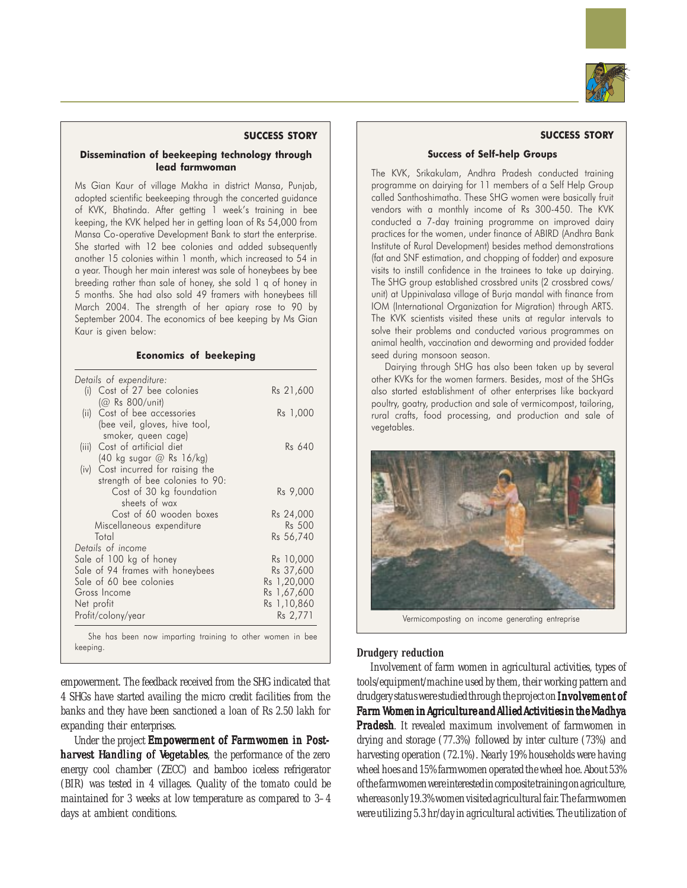### SUCCESS STORY

#### Dissemination of beekeeping technology through lead farmwoman

Ms Gian Kaur of village Makha in district Mansa, Punjab, adopted scientific beekeeping through the concerted guidance of KVK, Bhatinda. After getting 1 week's training in bee keeping, the KVK helped her in getting loan of Rs 54,000 from Mansa Co-operative Development Bank to start the enterprise. She started with 12 bee colonies and added subsequently another 15 colonies within 1 month, which increased to 54 in a year. Though her main interest was sale of honeybees by bee breeding rather than sale of honey, she sold 1 q of honey in 5 months. She had also sold 49 framers with honeybees till March 2004. The strength of her apiary rose to 90 by September 2004. The economics of bee keeping by Ms Gian Kaur is given below:

**Economics of beekeping**

| | |
|---|---|
| *Details of expenditure:* | |
| (i) Cost of 27 bee colonies (@ Rs 800/unit) | Rs 21,600 |
| (ii) Cost of bee accessories (bee veil, gloves, hive tool, smoker, queen cage) | Rs 1,000 |
| (iii) Cost of artificial diet (40 kg sugar @ Rs 16/kg) | Rs 640 |
| (iv) Cost incurred for raising the strength of bee colonies to 90: | |
| Cost of 30 kg foundation sheets of wax | Rs 9,000 |
| Cost of 60 wooden boxes | Rs 24,000 |
| Miscellaneous expenditure | Rs 500 |
| Total | Rs 56,740 |
| *Details of income* | |
| Sale of 100 kg of honey | Rs 10,000 |
| Sale of 94 frames with honeybees | Rs 37,600 |
| Sale of 60 bee colonies | Rs 1,20,000 |
| Gross Income | Rs 1,67,600 |
| Net profit | Rs 1,10,860 |
| Profit/colony/year | Rs 2,771 |

She has been now imparting training to other women in bee keeping.

empowerment. The feedback received from the SHG indicated that 4 SHGs have started availing the micro credit facilities from the banks and they have been sanctioned a loan of Rs 2.50 lakh for expanding their enterprises.

Under the project ***Empowerment of Farmwomen in Post-harvest Handling of Vegetables***, the performance of the zero energy cool chamber (ZECC) and bamboo iceless refrigerator (BIR) was tested in 4 villages. Quality of the tomato could be maintained for 3 weeks at low temperature as compared to 3–4 days at ambient conditions.

### SUCCESS STORY

#### Success of Self-help Groups

The KVK, Srikakulam, Andhra Pradesh conducted training programme on dairying for 11 members of a Self Help Group called Santhoshimatha. These SHG women were basically fruit vendors with a monthly income of Rs 300-450. The KVK conducted a 7-day training programme on improved dairy practices for the women, under finance of ABIRD (Andhra Bank Institute of Rural Development) besides method demonstrations (fat and SNF estimation, and chopping of fodder) and exposure visits to instill confidence in the trainees to take up dairying. The SHG group established crossbred units (2 crossbred cows/unit) at Uppinivalasa village of Burja mandal with finance from IOM (International Organization for Migration) through ARTS. The KVK scientists visited these units at regular intervals to solve their problems and conducted various programmes on animal health, vaccination and deworming and provided fodder seed during monsoon season.

Dairying through SHG has also been taken up by several other KVKs for the women farmers. Besides, most of the SHGs also started establishment of other enterprises like backyard poultry, goatry, production and sale of vermicompost, tailoring, rural crafts, food processing, and production and sale of vegetables.

Vermicomposting on income generating entreprise

#### Drudgery reduction

Involvement of farm women in agricultural activities, types of tools/equipment/machine used by them, their working pattern and drudgery status were studied through the project on ***Involvement of Farm Women in Agriculture and Allied Activities in the Madhya Pradesh***. It revealed maximum involvement of farmwomen in drying and storage (77.3%) followed by inter culture (73%) and harvesting operation (72.1%). Nearly 19% households were having wheel hoes and 15% farmwomen operated the wheel hoe. About 53% of the farmwomen were interested in composite training on agriculture, whereas only 19.3% women visited agricultural fair. The farmwomen were utilizing 5.3 hr/day in agricultural activities. The utilization of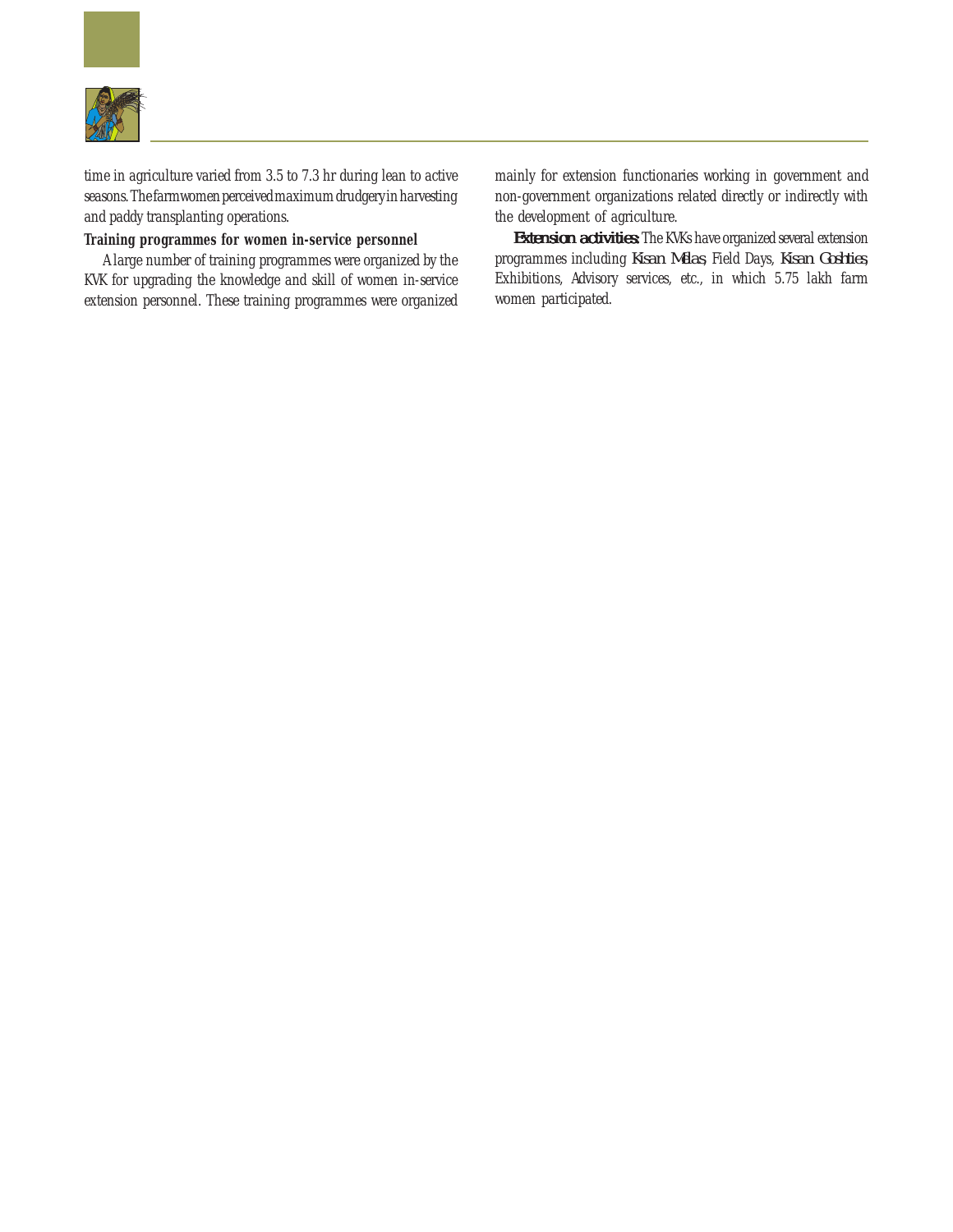time in agriculture varied from 3.5 to 7.3 hr during lean to active seasons. The farm women perceived maximum drudgery in harvesting and paddy transplanting operations.

**Training programmes for women in-service personnel**

A large number of training programmes were organized by the KVK for upgrading the knowledge and skill of women in-service extension personnel. These training programmes were organized mainly for extension functionaries working in government and non-government organizations related directly or indirectly with the development of agriculture.

**Extension activities:** The KVKs have organized several extension programmes including *Kisan Melas*, Field Days, *Kisan Goshties*, Exhibitions, Advisory services, etc., in which 5.75 lakh farm women participated.